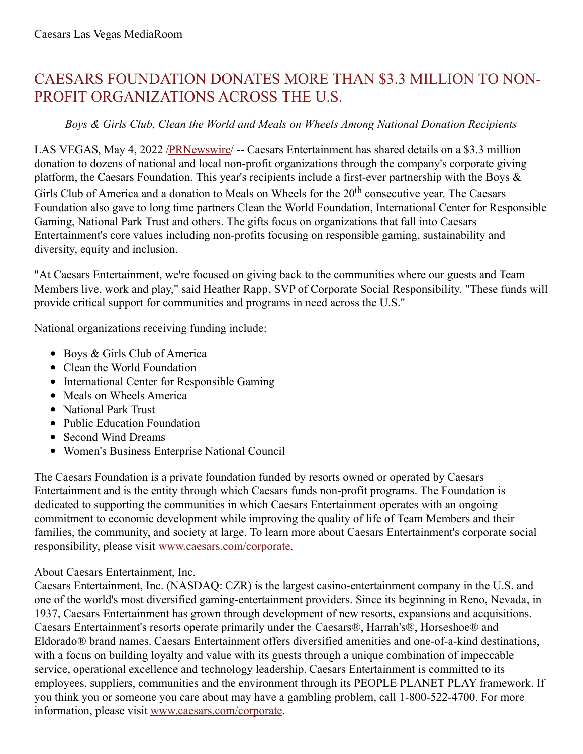Caesars Las Vegas MediaRoom

# CAESARS FOUNDATION DONATES MORE THAN $3.3 MILLION TO NON-PROFIT ORGANIZATIONS ACROSS THE U.S.

*Boys & Girls Club, Clean the World and Meals on Wheels Among National Donation Recipients*

LAS VEGAS, May 4, 2022 /PRNewswire/ -- Caesars Entertainment has shared details on a $3.3 million donation to dozens of national and local non-profit organizations through the company's corporate giving platform, the Caesars Foundation. This year's recipients include a first-ever partnership with the Boys & Girls Club of America and a donation to Meals on Wheels for the 20th consecutive year. The Caesars Foundation also gave to long time partners Clean the World Foundation, International Center for Responsible Gaming, National Park Trust and others. The gifts focus on organizations that fall into Caesars Entertainment's core values including non-profits focusing on responsible gaming, sustainability and diversity, equity and inclusion.

"At Caesars Entertainment, we're focused on giving back to the communities where our guests and Team Members live, work and play," said Heather Rapp, SVP of Corporate Social Responsibility. "These funds will provide critical support for communities and programs in need across the U.S."

National organizations receiving funding include:

- Boys & Girls Club of America
- Clean the World Foundation
- International Center for Responsible Gaming
- Meals on Wheels America
- National Park Trust
- Public Education Foundation
- Second Wind Dreams
- Women's Business Enterprise National Council

The Caesars Foundation is a private foundation funded by resorts owned or operated by Caesars Entertainment and is the entity through which Caesars funds non-profit programs. The Foundation is dedicated to supporting the communities in which Caesars Entertainment operates with an ongoing commitment to economic development while improving the quality of life of Team Members and their families, the community, and society at large. To learn more about Caesars Entertainment's corporate social responsibility, please visit www.caesars.com/corporate.

About Caesars Entertainment, Inc.
Caesars Entertainment, Inc. (NASDAQ: CZR) is the largest casino-entertainment company in the U.S. and one of the world's most diversified gaming-entertainment providers. Since its beginning in Reno, Nevada, in 1937, Caesars Entertainment has grown through development of new resorts, expansions and acquisitions. Caesars Entertainment's resorts operate primarily under the Caesars®, Harrah's®, Horseshoe® and Eldorado® brand names. Caesars Entertainment offers diversified amenities and one-of-a-kind destinations, with a focus on building loyalty and value with its guests through a unique combination of impeccable service, operational excellence and technology leadership. Caesars Entertainment is committed to its employees, suppliers, communities and the environment through its PEOPLE PLANET PLAY framework. If you think you or someone you care about may have a gambling problem, call 1-800-522-4700. For more information, please visit www.caesars.com/corporate.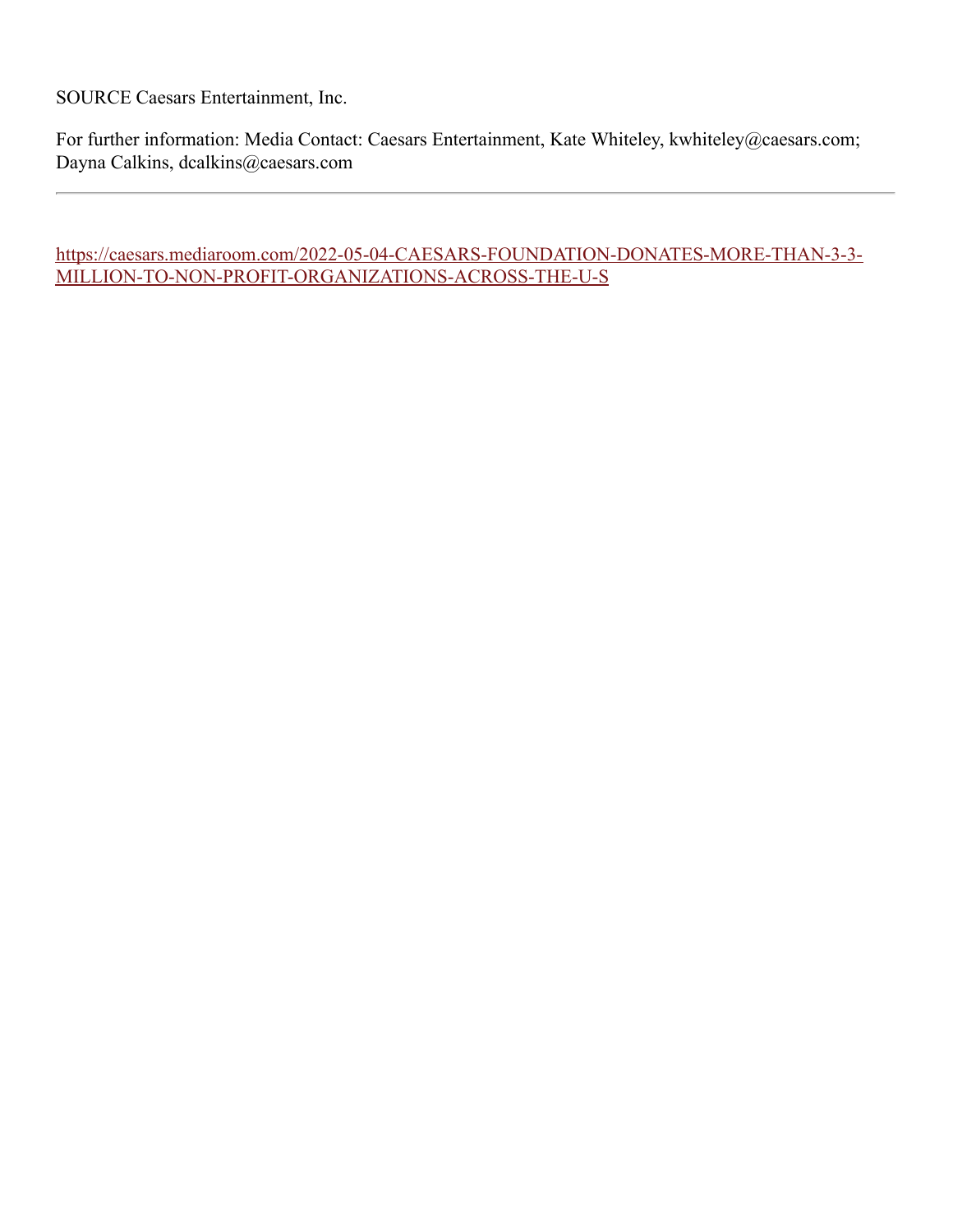SOURCE Caesars Entertainment, Inc.

For further information: Media Contact: Caesars Entertainment, Kate Whiteley, kwhiteley@caesars.com; Dayna Calkins, dcalkins@caesars.com

---

https://caesars.mediaroom.com/2022-05-04-CAESARS-FOUNDATION-DONATES-MORE-THAN-3-3-MILLION-TO-NON-PROFIT-ORGANIZATIONS-ACROSS-THE-U-S